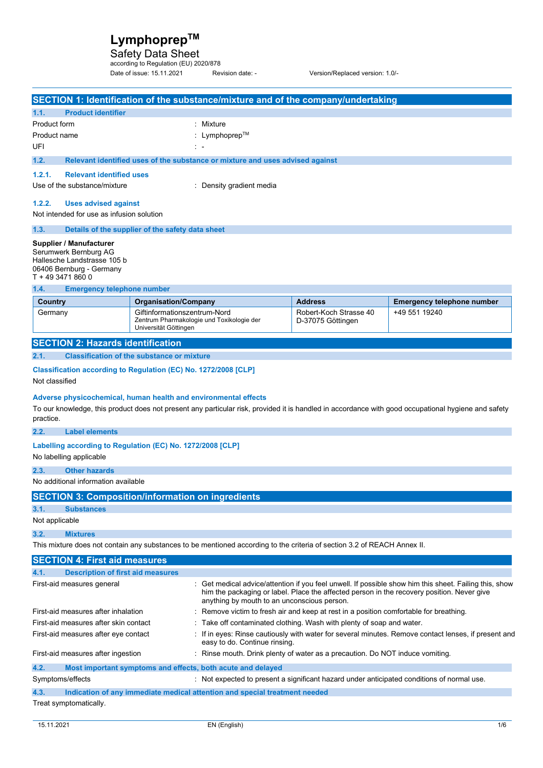# Lymphoprep™

## Safety Data Sheet

according to Regulation (EU) 2020/878

Date of issue: 15.11.2021 Revision date: - Version/Replaced version: 1.0/-

## SECTION 1: Identification of the substance/mixture and of the company/undertaking

### 1.1. Product identifier

Product form : Mixture

Product name : Lymphoprep™

UFI : -

### 1.2. Relevant identified uses of the substance or mixture and uses advised against

#### 1.2.1. Relevant identified uses

Use of the substance/mixture : Density gradient media

#### 1.2.2. Uses advised against

Not intended for use as infusion solution

### 1.3. Details of the supplier of the safety data sheet

**Supplier / Manufacturer**
Serumwerk Bernburg AG
Hallesche Landstrasse 105 b
06406 Bernburg - Germany
T + 49 3471 860 0

### 1.4. Emergency telephone number

| Country | Organisation/Company | Address | Emergency telephone number |
|---|---|---|---|
| Germany | Giftinformationszentrum-Nord<br>Zentrum Pharmakologie und Toxikologie der Universität Göttingen | Robert-Koch Strasse 40<br>D-37075 Göttingen | +49 551 19240 |

## SECTION 2: Hazards identification

### 2.1. Classification of the substance or mixture

**Classification according to Regulation (EC) No. 1272/2008 [CLP]**

Not classified

**Adverse physicochemical, human health and environmental effects**

To our knowledge, this product does not present any particular risk, provided it is handled in accordance with good occupational hygiene and safety practice.

### 2.2. Label elements

**Labelling according to Regulation (EC) No. 1272/2008 [CLP]**

No labelling applicable

### 2.3. Other hazards

No additional information available

## SECTION 3: Composition/information on ingredients

### 3.1. Substances

Not applicable

### 3.2. Mixtures

This mixture does not contain any substances to be mentioned according to the criteria of section 3.2 of REACH Annex II.

## SECTION 4: First aid measures

### 4.1. Description of first aid measures

First-aid measures general : Get medical advice/attention if you feel unwell. If possible show him this sheet. Failing this, show him the packaging or label. Place the affected person in the recovery position. Never give anything by mouth to an unconscious person.

First-aid measures after inhalation : Remove victim to fresh air and keep at rest in a position comfortable for breathing.

First-aid measures after skin contact : Take off contaminated clothing. Wash with plenty of soap and water.

First-aid measures after eye contact : If in eyes: Rinse cautiously with water for several minutes. Remove contact lenses, if present and easy to do. Continue rinsing.

First-aid measures after ingestion : Rinse mouth. Drink plenty of water as a precaution. Do NOT induce vomiting.

### 4.2. Most important symptoms and effects, both acute and delayed

Symptoms/effects : Not expected to present a significant hazard under anticipated conditions of normal use.

### 4.3. Indication of any immediate medical attention and special treatment needed

Treat symptomatically.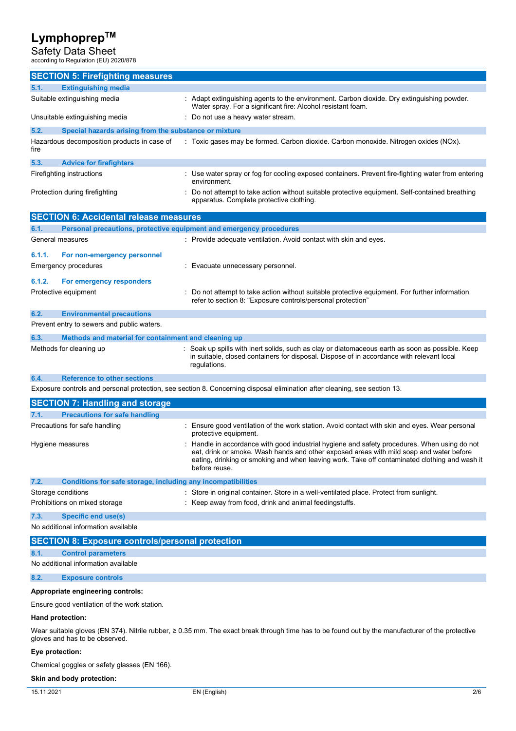## SECTION 5: Firefighting measures

### 5.1. Extinguishing media

| | |
|---|---|
| Suitable extinguishing media | : Adapt extinguishing agents to the environment. Carbon dioxide. Dry extinguishing powder. Water spray. For a significant fire: Alcohol resistant foam. |
| Unsuitable extinguishing media | : Do not use a heavy water stream. |

### 5.2. Special hazards arising from the substance or mixture

| | |
|---|---|
| Hazardous decomposition products in case of fire | : Toxic gases may be formed. Carbon dioxide. Carbon monoxide. Nitrogen oxides (NOx). |

### 5.3. Advice for firefighters

| | |
|---|---|
| Firefighting instructions | : Use water spray or fog for cooling exposed containers. Prevent fire-fighting water from entering environment. |
| Protection during firefighting | : Do not attempt to take action without suitable protective equipment. Self-contained breathing apparatus. Complete protective clothing. |

## SECTION 6: Accidental release measures

### 6.1. Personal precautions, protective equipment and emergency procedures

| | |
|---|---|
| General measures | : Provide adequate ventilation. Avoid contact with skin and eyes. |

#### 6.1.1. For non-emergency personnel

| | |
|---|---|
| Emergency procedures | : Evacuate unnecessary personnel. |

#### 6.1.2. For emergency responders

| | |
|---|---|
| Protective equipment | : Do not attempt to take action without suitable protective equipment. For further information refer to section 8: "Exposure controls/personal protection" |

### 6.2. Environmental precautions

Prevent entry to sewers and public waters.

### 6.3. Methods and material for containment and cleaning up

| | |
|---|---|
| Methods for cleaning up | : Soak up spills with inert solids, such as clay or diatomaceous earth as soon as possible. Keep in suitable, closed containers for disposal. Dispose of in accordance with relevant local regulations. |

### 6.4. Reference to other sections

Exposure controls and personal protection, see section 8. Concerning disposal elimination after cleaning, see section 13.

## SECTION 7: Handling and storage

### 7.1. Precautions for safe handling

| | |
|---|---|
| Precautions for safe handling | : Ensure good ventilation of the work station. Avoid contact with skin and eyes. Wear personal protective equipment. |
| Hygiene measures | : Handle in accordance with good industrial hygiene and safety procedures. When using do not eat, drink or smoke. Wash hands and other exposed areas with mild soap and water before eating, drinking or smoking and when leaving work. Take off contaminated clothing and wash it before reuse. |

### 7.2. Conditions for safe storage, including any incompatibilities

| | |
|---|---|
| Storage conditions | : Store in original container. Store in a well-ventilated place. Protect from sunlight. |
| Prohibitions on mixed storage | : Keep away from food, drink and animal feedingstuffs. |

### 7.3. Specific end use(s)

No additional information available

## SECTION 8: Exposure controls/personal protection

### 8.1. Control parameters

No additional information available

### 8.2. Exposure controls

**Appropriate engineering controls:**

Ensure good ventilation of the work station.

**Hand protection:**

Wear suitable gloves (EN 374). Nitrile rubber, ≥ 0.35 mm. The exact break through time has to be found out by the manufacturer of the protective gloves and has to be observed.

**Eye protection:**

Chemical goggles or safety glasses (EN 166).

**Skin and body protection:**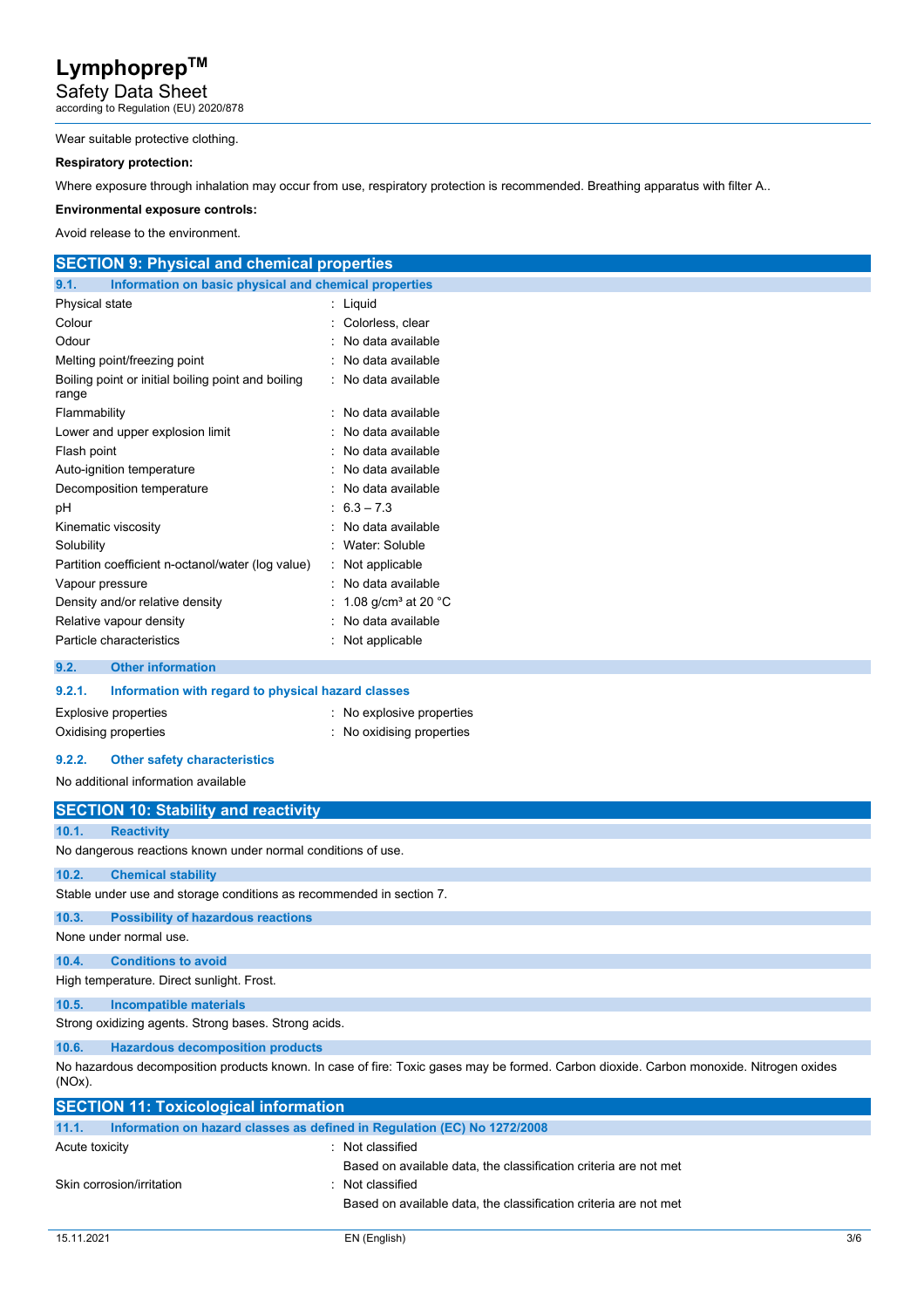Wear suitable protective clothing.

**Respiratory protection:**

Where exposure through inhalation may occur from use, respiratory protection is recommended. Breathing apparatus with filter A..

**Environmental exposure controls:**

Avoid release to the environment.

## SECTION 9: Physical and chemical properties

### 9.1. Information on basic physical and chemical properties

| | |
|---|---|
| Physical state | : Liquid |
| Colour | : Colorless, clear |
| Odour | : No data available |
| Melting point/freezing point | : No data available |
| Boiling point or initial boiling point and boiling range | : No data available |
| Flammability | : No data available |
| Lower and upper explosion limit | : No data available |
| Flash point | : No data available |
| Auto-ignition temperature | : No data available |
| Decomposition temperature | : No data available |
| pH | : 6.3 – 7.3 |
| Kinematic viscosity | : No data available |
| Solubility | : Water: Soluble |
| Partition coefficient n-octanol/water (log value) | : Not applicable |
| Vapour pressure | : No data available |
| Density and/or relative density | : 1.08 g/cm³ at 20 °C |
| Relative vapour density | : No data available |
| Particle characteristics | : Not applicable |

### 9.2. Other information

#### 9.2.1. Information with regard to physical hazard classes

| | |
|---|---|
| Explosive properties | : No explosive properties |
| Oxidising properties | : No oxidising properties |

#### 9.2.2. Other safety characteristics

No additional information available

## SECTION 10: Stability and reactivity

### 10.1. Reactivity

No dangerous reactions known under normal conditions of use.

### 10.2. Chemical stability

Stable under use and storage conditions as recommended in section 7.

### 10.3. Possibility of hazardous reactions

None under normal use.

### 10.4. Conditions to avoid

High temperature. Direct sunlight. Frost.

### 10.5. Incompatible materials

Strong oxidizing agents. Strong bases. Strong acids.

### 10.6. Hazardous decomposition products

No hazardous decomposition products known. In case of fire: Toxic gases may be formed. Carbon dioxide. Carbon monoxide. Nitrogen oxides (NOx).

## SECTION 11: Toxicological information

### 11.1. Information on hazard classes as defined in Regulation (EC) No 1272/2008

| | |
|---|---|
| Acute toxicity | : Not classified<br>Based on available data, the classification criteria are not met |
| Skin corrosion/irritation | : Not classified<br>Based on available data, the classification criteria are not met |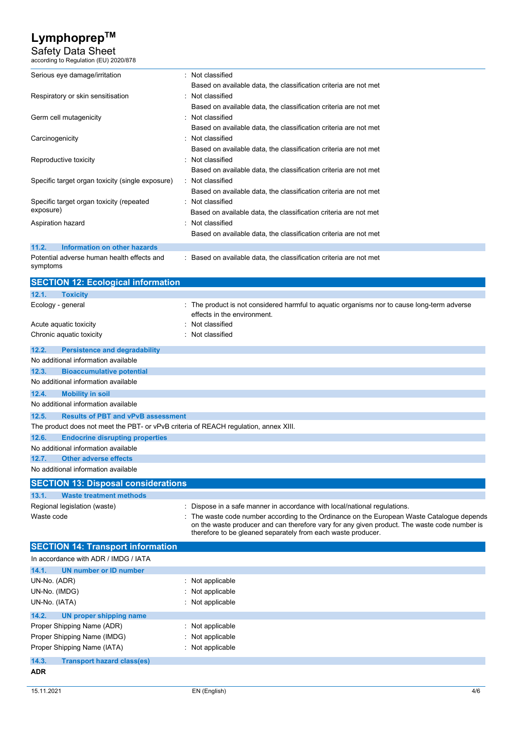| | |
|---|---|
| Serious eye damage/irritation | : Not classified<br>Based on available data, the classification criteria are not met |
| Respiratory or skin sensitisation | : Not classified<br>Based on available data, the classification criteria are not met |
| Germ cell mutagenicity | : Not classified<br>Based on available data, the classification criteria are not met |
| Carcinogenicity | : Not classified<br>Based on available data, the classification criteria are not met |
| Reproductive toxicity | : Not classified<br>Based on available data, the classification criteria are not met |
| Specific target organ toxicity (single exposure) | : Not classified<br>Based on available data, the classification criteria are not met |
| Specific target organ toxicity (repeated exposure) | : Not classified<br>Based on available data, the classification criteria are not met |
| Aspiration hazard | : Not classified<br>Based on available data, the classification criteria are not met |

### 11.2. Information on other hazards

| | |
|---|---|
| Potential adverse human health effects and symptoms | : Based on available data, the classification criteria are not met |

## SECTION 12: Ecological information

### 12.1. Toxicity

| | |
|---|---|
| Ecology - general | : The product is not considered harmful to aquatic organisms nor to cause long-term adverse effects in the environment. |
| Acute aquatic toxicity | : Not classified |
| Chronic aquatic toxicity | : Not classified |

### 12.2. Persistence and degradability

No additional information available

### 12.3. Bioaccumulative potential

No additional information available

### 12.4. Mobility in soil

No additional information available

### 12.5. Results of PBT and vPvB assessment

The product does not meet the PBT- or vPvB criteria of REACH regulation, annex XIII.

### 12.6. Endocrine disrupting properties

No additional information available

### 12.7. Other adverse effects

No additional information available

## SECTION 13: Disposal considerations

### 13.1. Waste treatment methods

| | |
|---|---|
| Regional legislation (waste) | : Dispose in a safe manner in accordance with local/national regulations. |
| Waste code | : The waste code number according to the Ordinance on the European Waste Catalogue depends on the waste producer and can therefore vary for any given product. The waste code number is therefore to be gleaned separately from each waste producer. |

## SECTION 14: Transport information

In accordance with ADR / IMDG / IATA

### 14.1. UN number or ID number

| | |
|---|---|
| UN-No. (ADR) | : Not applicable |
| UN-No. (IMDG) | : Not applicable |
| UN-No. (IATA) | : Not applicable |

### 14.2. UN proper shipping name

| | |
|---|---|
| Proper Shipping Name (ADR) | : Not applicable |
| Proper Shipping Name (IMDG) | : Not applicable |
| Proper Shipping Name (IATA) | : Not applicable |

### 14.3. Transport hazard class(es)

**ADR**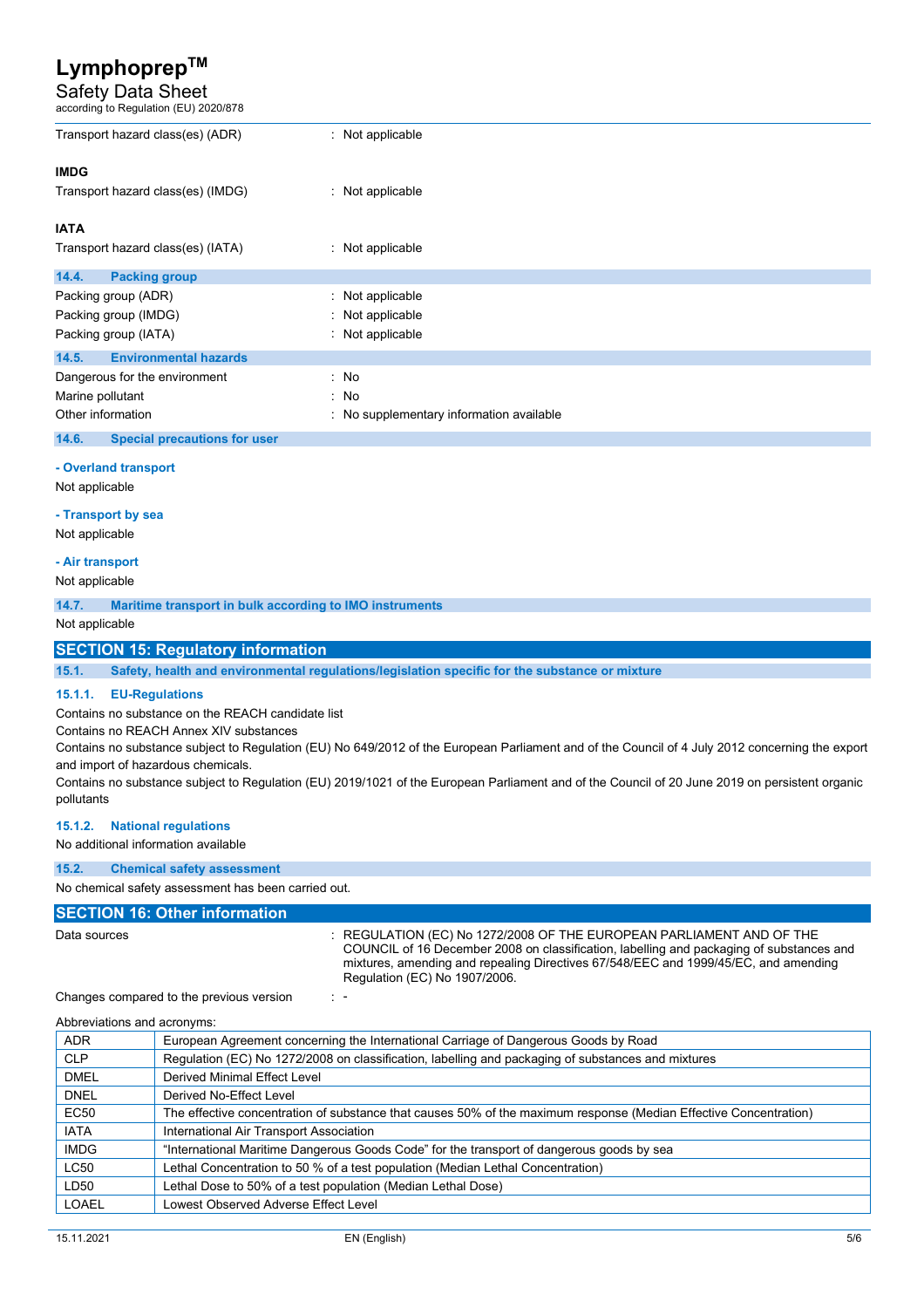Transport hazard class(es) (ADR) : Not applicable

**IMDG**

Transport hazard class(es) (IMDG) : Not applicable

**IATA**

Transport hazard class(es) (IATA) : Not applicable

### 14.4. Packing group

Packing group (ADR) : Not applicable
Packing group (IMDG) : Not applicable
Packing group (IATA) : Not applicable

### 14.5. Environmental hazards

Dangerous for the environment : No
Marine pollutant : No
Other information : No supplementary information available

### 14.6. Special precautions for user

**- Overland transport**

Not applicable

**- Transport by sea**

Not applicable

**- Air transport**

Not applicable

### 14.7. Maritime transport in bulk according to IMO instruments

Not applicable

## SECTION 15: Regulatory information

### 15.1. Safety, health and environmental regulations/legislation specific for the substance or mixture

#### 15.1.1. EU-Regulations

Contains no substance on the REACH candidate list
Contains no REACH Annex XIV substances
Contains no substance subject to Regulation (EU) No 649/2012 of the European Parliament and of the Council of 4 July 2012 concerning the export and import of hazardous chemicals.
Contains no substance subject to Regulation (EU) 2019/1021 of the European Parliament and of the Council of 20 June 2019 on persistent organic pollutants

#### 15.1.2. National regulations

No additional information available

### 15.2. Chemical safety assessment

No chemical safety assessment has been carried out.

## SECTION 16: Other information

Data sources : REGULATION (EC) No 1272/2008 OF THE EUROPEAN PARLIAMENT AND OF THE COUNCIL of 16 December 2008 on classification, labelling and packaging of substances and mixtures, amending and repealing Directives 67/548/EEC and 1999/45/EC, and amending Regulation (EC) No 1907/2006.

Changes compared to the previous version : -

Abbreviations and acronyms:

| | |
|---|---|
| ADR | European Agreement concerning the International Carriage of Dangerous Goods by Road |
| CLP | Regulation (EC) No 1272/2008 on classification, labelling and packaging of substances and mixtures |
| DMEL | Derived Minimal Effect Level |
| DNEL | Derived No-Effect Level |
| EC50 | The effective concentration of substance that causes 50% of the maximum response (Median Effective Concentration) |
| IATA | International Air Transport Association |
| IMDG | "International Maritime Dangerous Goods Code" for the transport of dangerous goods by sea |
| LC50 | Lethal Concentration to 50 % of a test population (Median Lethal Concentration) |
| LD50 | Lethal Dose to 50% of a test population (Median Lethal Dose) |
| LOAEL | Lowest Observed Adverse Effect Level |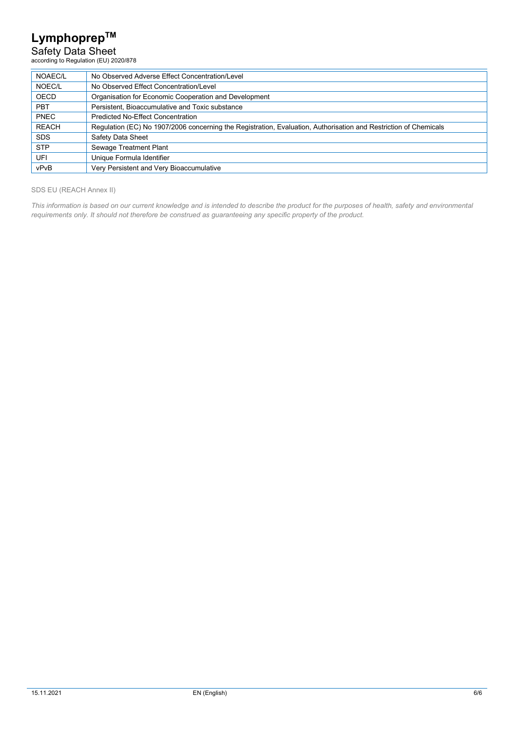| | |
|---|---|
| NOAEC/L | No Observed Adverse Effect Concentration/Level |
| NOEC/L | No Observed Effect Concentration/Level |
| OECD | Organisation for Economic Cooperation and Development |
| PBT | Persistent, Bioaccumulative and Toxic substance |
| PNEC | Predicted No-Effect Concentration |
| REACH | Regulation (EC) No 1907/2006 concerning the Registration, Evaluation, Authorisation and Restriction of Chemicals |
| SDS | Safety Data Sheet |
| STP | Sewage Treatment Plant |
| UFI | Unique Formula Identifier |
| vPvB | Very Persistent and Very Bioaccumulative |

SDS EU (REACH Annex II)

*This information is based on our current knowledge and is intended to describe the product for the purposes of health, safety and environmental requirements only. It should not therefore be construed as guaranteeing any specific property of the product.*